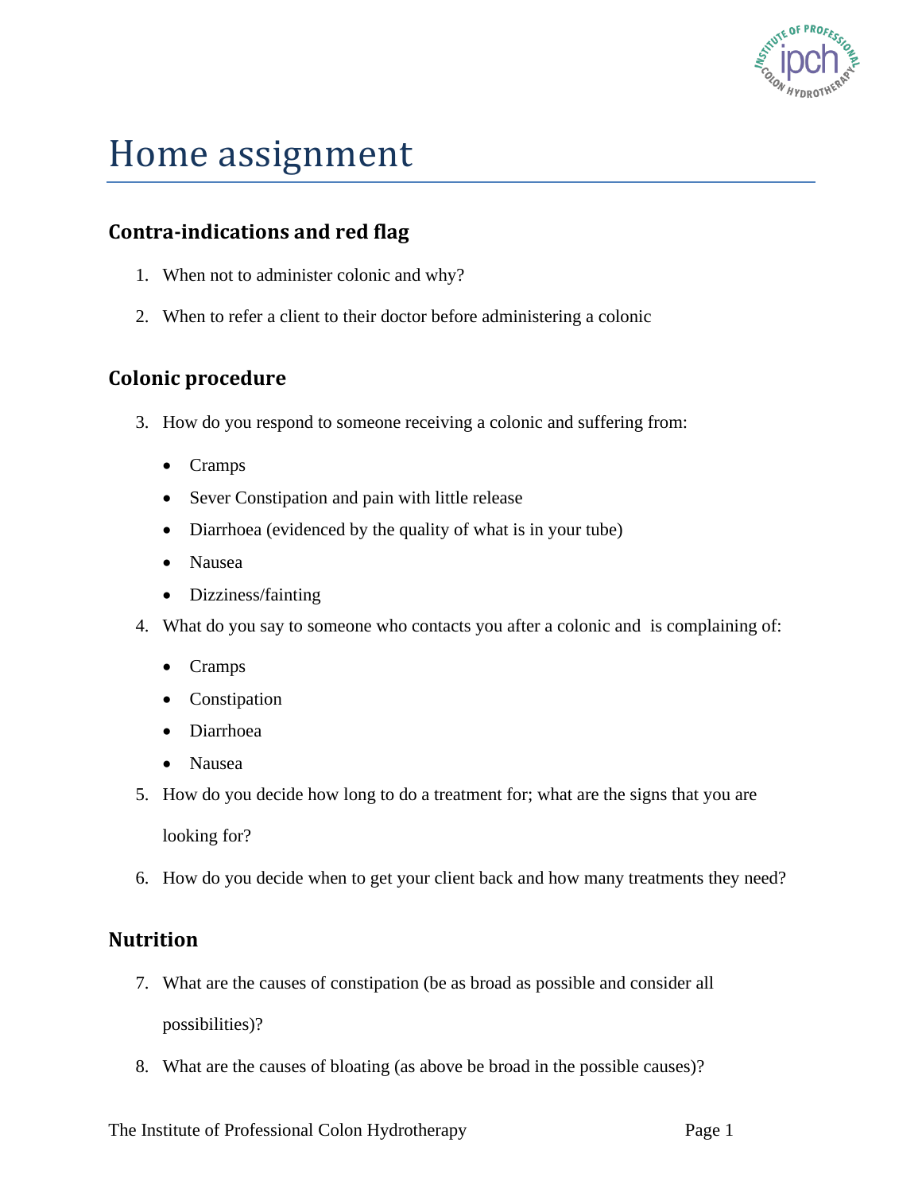# Home assignment

## Contra-indications and red flag

1. When not to administer colonic and why?
2. When to refer a client to their doctor before administering a colonic

## Colonic procedure

3. How do you respond to someone receiving a colonic and suffering from:
   - Cramps
   - Sever Constipation and pain with little release
   - Diarrhoea (evidenced by the quality of what is in your tube)
   - Nausea
   - Dizziness/fainting
4. What do you say to someone who contacts you after a colonic and is complaining of:
   - Cramps
   - Constipation
   - Diarrhoea
   - Nausea
5. How do you decide how long to do a treatment for; what are the signs that you are looking for?
6. How do you decide when to get your client back and how many treatments they need?

## Nutrition

7. What are the causes of constipation (be as broad as possible and consider all possibilities)?
8. What are the causes of bloating (as above be broad in the possible causes)?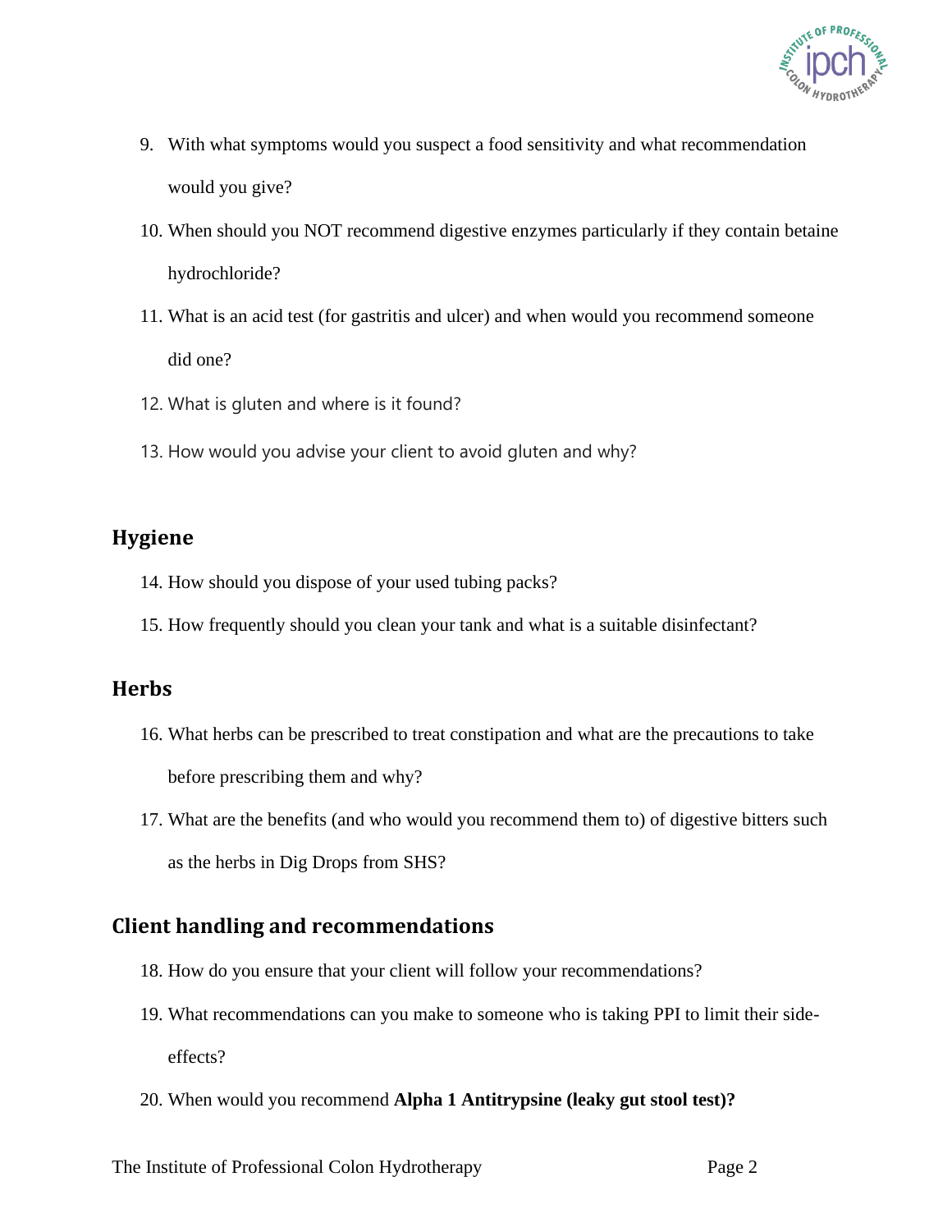9. With what symptoms would you suspect a food sensitivity and what recommendation would you give?
10. When should you NOT recommend digestive enzymes particularly if they contain betaine hydrochloride?
11. What is an acid test (for gastritis and ulcer) and when would you recommend someone did one?
12. What is gluten and where is it found?
13. How would you advise your client to avoid gluten and why?

## Hygiene

14. How should you dispose of your used tubing packs?
15. How frequently should you clean your tank and what is a suitable disinfectant?

## Herbs

16. What herbs can be prescribed to treat constipation and what are the precautions to take before prescribing them and why?
17. What are the benefits (and who would you recommend them to) of digestive bitters such as the herbs in Dig Drops from SHS?

## Client handling and recommendations

18. How do you ensure that your client will follow your recommendations?
19. What recommendations can you make to someone who is taking PPI to limit their side-effects?
20. When would you recommend **Alpha 1 Antitrypsine (leaky gut stool test)?**